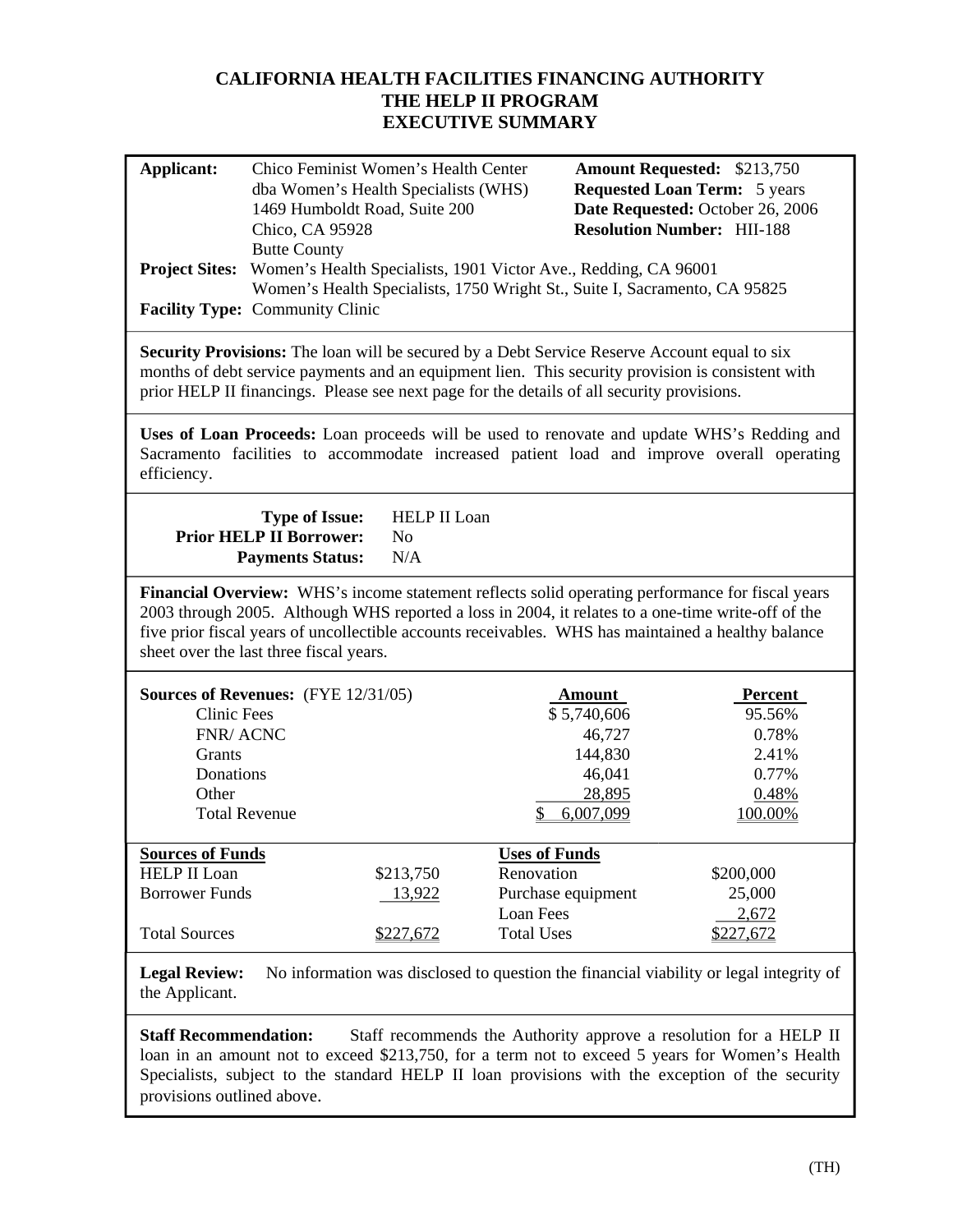# CALIFORNIA HEALTH FACILITIES FINANCING AUTHORITY
## THE HELP II PROGRAM
## EXECUTIVE SUMMARY

**Applicant:** Chico Feminist Women's Health Center
dba Women's Health Specialists (WHS)
1469 Humboldt Road, Suite 200
Chico, CA 95928
Butte County

**Amount Requested:** $213,750
**Requested Loan Term:** 5 years
**Date Requested:** October 26, 2006
**Resolution Number:** HII-188

**Project Sites:** Women's Health Specialists, 1901 Victor Ave., Redding, CA 96001
Women's Health Specialists, 1750 Wright St., Suite I, Sacramento, CA 95825

**Facility Type:** Community Clinic

**Security Provisions:** The loan will be secured by a Debt Service Reserve Account equal to six months of debt service payments and an equipment lien. This security provision is consistent with prior HELP II financings. Please see next page for the details of all security provisions.

**Uses of Loan Proceeds:** Loan proceeds will be used to renovate and update WHS's Redding and Sacramento facilities to accommodate increased patient load and improve overall operating efficiency.

**Type of Issue:** HELP II Loan
**Prior HELP II Borrower:** No
**Payments Status:** N/A

**Financial Overview:** WHS's income statement reflects solid operating performance for fiscal years 2003 through 2005. Although WHS reported a loss in 2004, it relates to a one-time write-off of the five prior fiscal years of uncollectible accounts receivables. WHS has maintained a healthy balance sheet over the last three fiscal years.

| **Sources of Revenues:** (FYE 12/31/05) | Amount | Percent |
|---|---|---|
| Clinic Fees | $ 5,740,606 | 95.56% |
| FNR/ ACNC | 46,727 | 0.78% |
| Grants | 144,830 | 2.41% |
| Donations | 46,041 | 0.77% |
| Other | 28,895 | 0.48% |
| Total Revenue | $ 6,007,099 | 100.00% |

| **Sources of Funds** | | **Uses of Funds** | |
|---|---|---|---|
| HELP II Loan | $213,750 | Renovation | $200,000 |
| Borrower Funds | 13,922 | Purchase equipment | 25,000 |
| | | Loan Fees | 2,672 |
| Total Sources | $227,672 | Total Uses | $227,672 |

**Legal Review:** No information was disclosed to question the financial viability or legal integrity of the Applicant.

**Staff Recommendation:** Staff recommends the Authority approve a resolution for a HELP II loan in an amount not to exceed $213,750, for a term not to exceed 5 years for Women's Health Specialists, subject to the standard HELP II loan provisions with the exception of the security provisions outlined above.

(TH)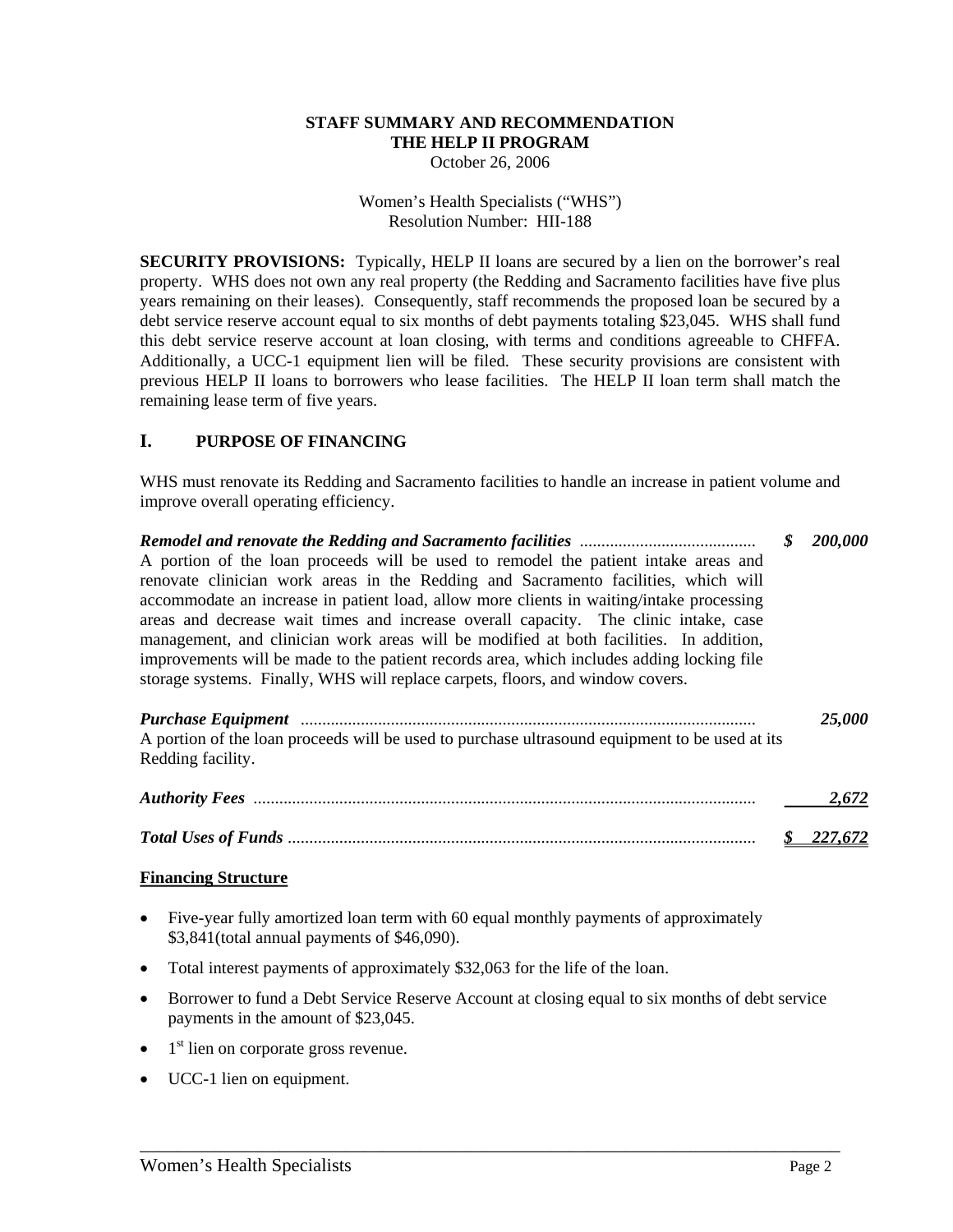**STAFF SUMMARY AND RECOMMENDATION**
**THE HELP II PROGRAM**
October 26, 2006

Women's Health Specialists ("WHS")
Resolution Number: HII-188

**SECURITY PROVISIONS:** Typically, HELP II loans are secured by a lien on the borrower's real property. WHS does not own any real property (the Redding and Sacramento facilities have five plus years remaining on their leases). Consequently, staff recommends the proposed loan be secured by a debt service reserve account equal to six months of debt payments totaling $23,045. WHS shall fund this debt service reserve account at loan closing, with terms and conditions agreeable to CHFFA. Additionally, a UCC-1 equipment lien will be filed. These security provisions are consistent with previous HELP II loans to borrowers who lease facilities. The HELP II loan term shall match the remaining lease term of five years.

## I. PURPOSE OF FINANCING

WHS must renovate its Redding and Sacramento facilities to handle an increase in patient volume and improve overall operating efficiency.

***Remodel and renovate the Redding and Sacramento facilities*** ........................................ **$ 200,000**

A portion of the loan proceeds will be used to remodel the patient intake areas and renovate clinician work areas in the Redding and Sacramento facilities, which will accommodate an increase in patient load, allow more clients in waiting/intake processing areas and decrease wait times and increase overall capacity. The clinic intake, case management, and clinician work areas will be modified at both facilities. In addition, improvements will be made to the patient records area, which includes adding locking file storage systems. Finally, WHS will replace carpets, floors, and window covers.

***Purchase Equipment*** ........................................................................................................ ***25,000***

A portion of the loan proceeds will be used to purchase ultrasound equipment to be used at its Redding facility.

***Authority Fees*** .................................................................................................................. ***2,672***

***Total Uses of Funds*** ........................................................................................................... ***$ 227,672***

**Financing Structure**

- Five-year fully amortized loan term with 60 equal monthly payments of approximately $3,841(total annual payments of $46,090).
- Total interest payments of approximately $32,063 for the life of the loan.
- Borrower to fund a Debt Service Reserve Account at closing equal to six months of debt service payments in the amount of $23,045.
- 1st lien on corporate gross revenue.
- UCC-1 lien on equipment.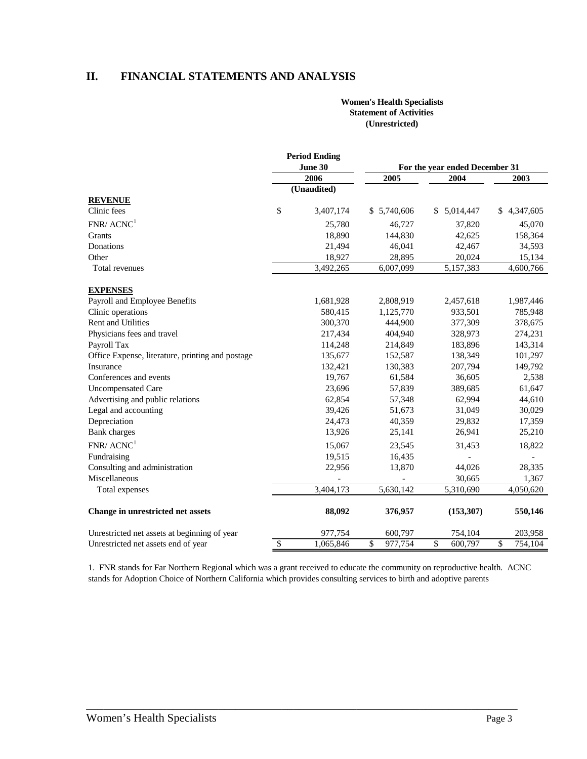## II. FINANCIAL STATEMENTS AND ANALYSIS

**Women's Health Specialists**
**Statement of Activities**
**(Unrestricted)**

| | Period Ending June 30 | For the year ended December 31 | | |
|---|---|---|---|---|
| | 2006 | 2005 | 2004 | 2003 |
| | (Unaudited) | | | |
| **REVENUE** | | | | |
| Clinic fees | $ 3,407,174 | $ 5,740,606 | $ 5,014,447 | $ 4,347,605 |
| FNR/ ACNC[1] | 25,780 | 46,727 | 37,820 | 45,070 |
| Grants | 18,890 | 144,830 | 42,625 | 158,364 |
| Donations | 21,494 | 46,041 | 42,467 | 34,593 |
| Other | 18,927 | 28,895 | 20,024 | 15,134 |
| Total revenues | 3,492,265 | 6,007,099 | 5,157,383 | 4,600,766 |
| **EXPENSES** | | | | |
| Payroll and Employee Benefits | 1,681,928 | 2,808,919 | 2,457,618 | 1,987,446 |
| Clinic operations | 580,415 | 1,125,770 | 933,501 | 785,948 |
| Rent and Utilities | 300,370 | 444,900 | 377,309 | 378,675 |
| Physicians fees and travel | 217,434 | 404,940 | 328,973 | 274,231 |
| Payroll Tax | 114,248 | 214,849 | 183,896 | 143,314 |
| Office Expense, literature, printing and postage | 135,677 | 152,587 | 138,349 | 101,297 |
| Insurance | 132,421 | 130,383 | 207,794 | 149,792 |
| Conferences and events | 19,767 | 61,584 | 36,605 | 2,538 |
| Uncompensated Care | 23,696 | 57,839 | 389,685 | 61,647 |
| Advertising and public relations | 62,854 | 57,348 | 62,994 | 44,610 |
| Legal and accounting | 39,426 | 51,673 | 31,049 | 30,029 |
| Depreciation | 24,473 | 40,359 | 29,832 | 17,359 |
| Bank charges | 13,926 | 25,141 | 26,941 | 25,210 |
| FNR/ ACNC[1] | 15,067 | 23,545 | 31,453 | 18,822 |
| Fundraising | 19,515 | 16,435 | - | - |
| Consulting and administration | 22,956 | 13,870 | 44,026 | 28,335 |
| Miscellaneous | - | - | 30,665 | 1,367 |
| Total expenses | 3,404,173 | 5,630,142 | 5,310,690 | 4,050,620 |
| **Change in unrestricted net assets** | **88,092** | **376,957** | **(153,307)** | **550,146** |
| Unrestricted net assets at beginning of year | 977,754 | 600,797 | 754,104 | 203,958 |
| Unrestricted net assets end of year | $ 1,065,846 | $ 977,754 | $ 600,797 | $ 754,104 |

1. FNR stands for Far Northern Regional which was a grant received to educate the community on reproductive health. ACNC stands for Adoption Choice of Northern California which provides consulting services to birth and adoptive parents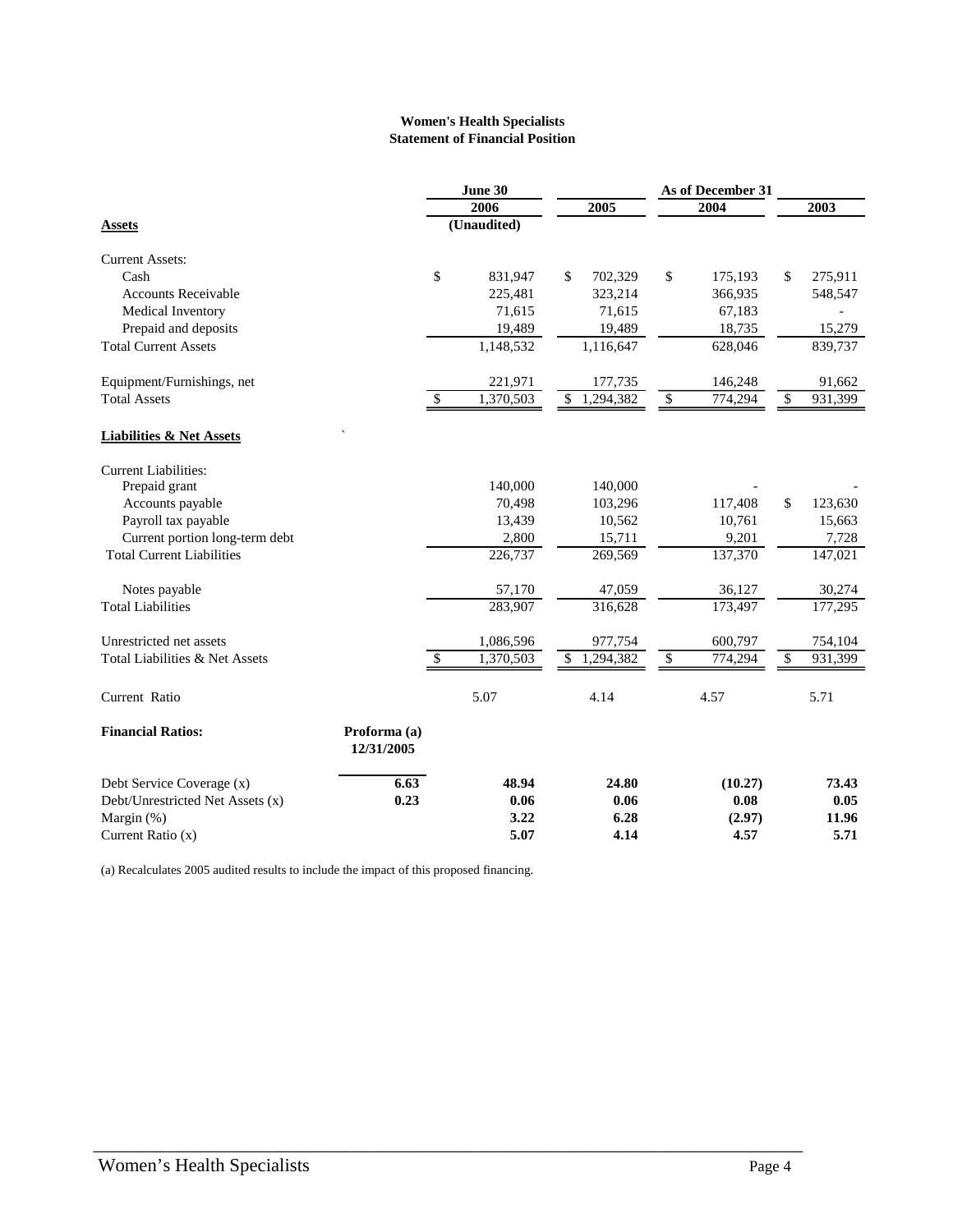**Women's Health Specialists**
**Statement of Financial Position**

| | | June 30 | As of December 31 | | |
|---|---|---|---|---|---|
| | | 2006 | 2005 | 2004 | 2003 |
| **Assets** | | (Unaudited) | | | |
| Current Assets: | | | | | |
| Cash | | $ 831,947 | $ 702,329 | $ 175,193 | $ 275,911 |
| Accounts Receivable | | 225,481 | 323,214 | 366,935 | 548,547 |
| Medical Inventory | | 71,615 | 71,615 | 67,183 | - |
| Prepaid and deposits | | 19,489 | 19,489 | 18,735 | 15,279 |
| Total Current Assets | | 1,148,532 | 1,116,647 | 628,046 | 839,737 |
| Equipment/Furnishings, net | | 221,971 | 177,735 | 146,248 | 91,662 |
| Total Assets | | $ 1,370,503 | $ 1,294,382 | $ 774,294 | $ 931,399 |
| **Liabilities & Net Assets** | | | | | |
| Current Liabilities: | | | | | |
| Prepaid grant | | 140,000 | 140,000 | - | - |
| Accounts payable | | 70,498 | 103,296 | 117,408 | $ 123,630 |
| Payroll tax payable | | 13,439 | 10,562 | 10,761 | 15,663 |
| Current portion long-term debt | | 2,800 | 15,711 | 9,201 | 7,728 |
| Total Current Liabilities | | 226,737 | 269,569 | 137,370 | 147,021 |
| Notes payable | | 57,170 | 47,059 | 36,127 | 30,274 |
| Total Liabilities | | 283,907 | 316,628 | 173,497 | 177,295 |
| Unrestricted net assets | | 1,086,596 | 977,754 | 600,797 | 754,104 |
| Total Liabilities & Net Assets | | $ 1,370,503 | $ 1,294,382 | $ 774,294 | $ 931,399 |
| Current Ratio | | 5.07 | 4.14 | 4.57 | 5.71 |
| **Financial Ratios:** | **Proforma (a) 12/31/2005** | | | | |
| Debt Service Coverage (x) | **6.63** | **48.94** | **24.80** | **(10.27)** | **73.43** |
| Debt/Unrestricted Net Assets (x) | **0.23** | **0.06** | **0.06** | **0.08** | **0.05** |
| Margin (%) | | **3.22** | **6.28** | **(2.97)** | **11.96** |
| Current Ratio (x) | | **5.07** | **4.14** | **4.57** | **5.71** |

(a) Recalculates 2005 audited results to include the impact of this proposed financing.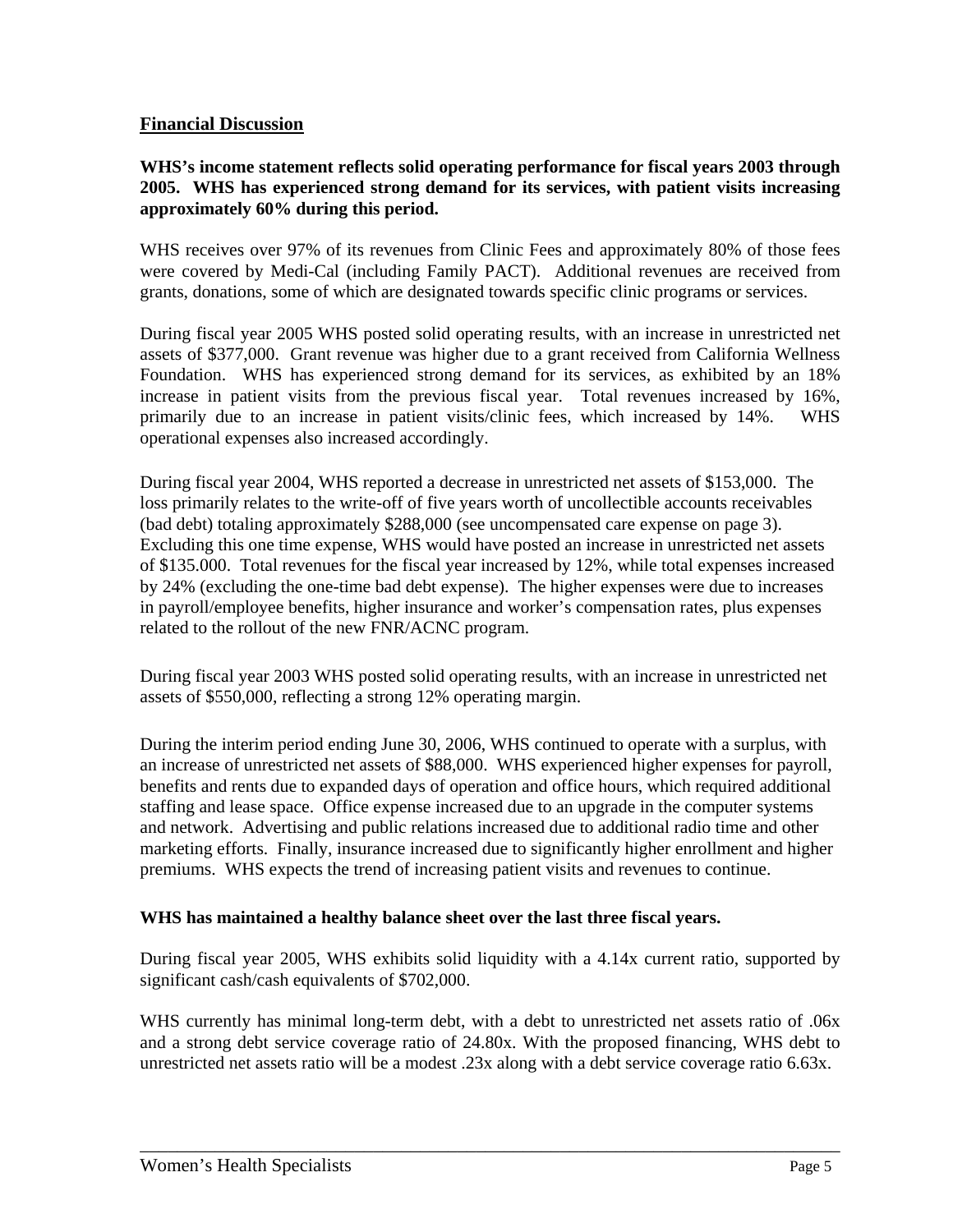## Financial Discussion

**WHS's income statement reflects solid operating performance for fiscal years 2003 through 2005. WHS has experienced strong demand for its services, with patient visits increasing approximately 60% during this period.**

WHS receives over 97% of its revenues from Clinic Fees and approximately 80% of those fees were covered by Medi-Cal (including Family PACT). Additional revenues are received from grants, donations, some of which are designated towards specific clinic programs or services.

During fiscal year 2005 WHS posted solid operating results, with an increase in unrestricted net assets of $377,000. Grant revenue was higher due to a grant received from California Wellness Foundation. WHS has experienced strong demand for its services, as exhibited by an 18% increase in patient visits from the previous fiscal year. Total revenues increased by 16%, primarily due to an increase in patient visits/clinic fees, which increased by 14%. WHS operational expenses also increased accordingly.

During fiscal year 2004, WHS reported a decrease in unrestricted net assets of $153,000. The loss primarily relates to the write-off of five years worth of uncollectible accounts receivables (bad debt) totaling approximately $288,000 (see uncompensated care expense on page 3). Excluding this one time expense, WHS would have posted an increase in unrestricted net assets of $135.000. Total revenues for the fiscal year increased by 12%, while total expenses increased by 24% (excluding the one-time bad debt expense). The higher expenses were due to increases in payroll/employee benefits, higher insurance and worker's compensation rates, plus expenses related to the rollout of the new FNR/ACNC program.

During fiscal year 2003 WHS posted solid operating results, with an increase in unrestricted net assets of $550,000, reflecting a strong 12% operating margin.

During the interim period ending June 30, 2006, WHS continued to operate with a surplus, with an increase of unrestricted net assets of $88,000. WHS experienced higher expenses for payroll, benefits and rents due to expanded days of operation and office hours, which required additional staffing and lease space. Office expense increased due to an upgrade in the computer systems and network. Advertising and public relations increased due to additional radio time and other marketing efforts. Finally, insurance increased due to significantly higher enrollment and higher premiums. WHS expects the trend of increasing patient visits and revenues to continue.

**WHS has maintained a healthy balance sheet over the last three fiscal years.**

During fiscal year 2005, WHS exhibits solid liquidity with a 4.14x current ratio, supported by significant cash/cash equivalents of $702,000.

WHS currently has minimal long-term debt, with a debt to unrestricted net assets ratio of .06x and a strong debt service coverage ratio of 24.80x. With the proposed financing, WHS debt to unrestricted net assets ratio will be a modest .23x along with a debt service coverage ratio 6.63x.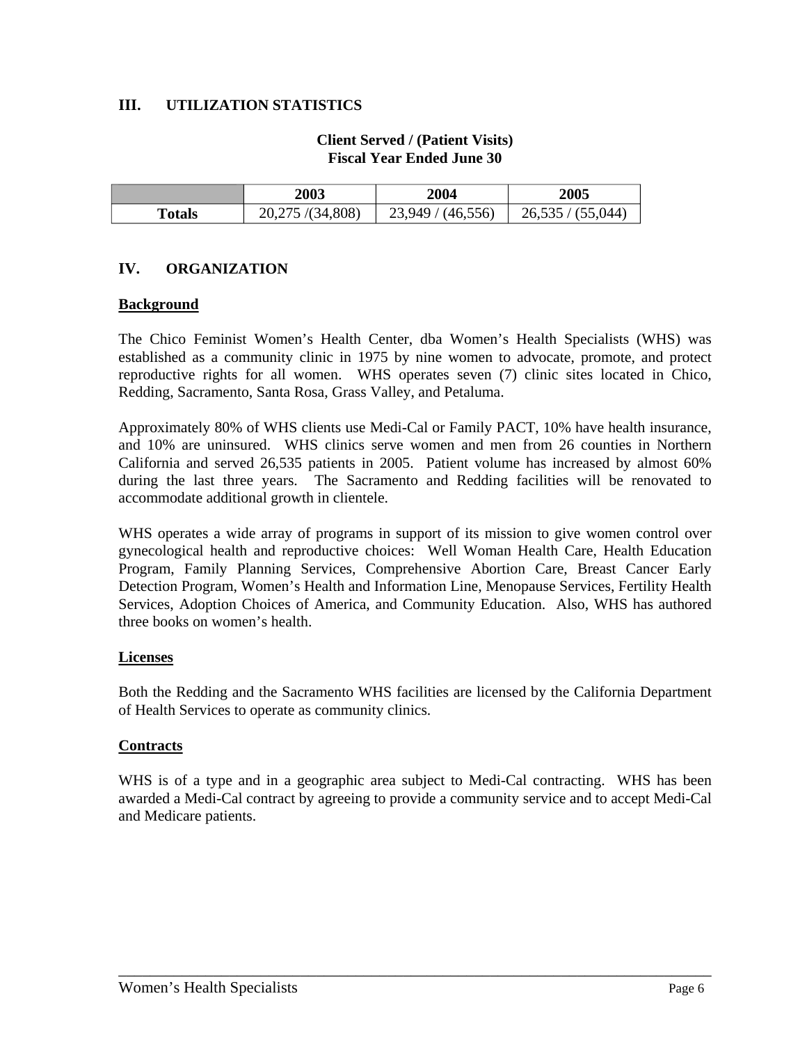## III. UTILIZATION STATISTICS

**Client Served / (Patient Visits)**
**Fiscal Year Ended June 30**

| | 2003 | 2004 | 2005 |
|---|---|---|---|
| **Totals** | 20,275 /(34,808) | 23,949 / (46,556) | 26,535 / (55,044) |

## IV. ORGANIZATION

**Background**

The Chico Feminist Women's Health Center, dba Women's Health Specialists (WHS) was established as a community clinic in 1975 by nine women to advocate, promote, and protect reproductive rights for all women. WHS operates seven (7) clinic sites located in Chico, Redding, Sacramento, Santa Rosa, Grass Valley, and Petaluma.

Approximately 80% of WHS clients use Medi-Cal or Family PACT, 10% have health insurance, and 10% are uninsured. WHS clinics serve women and men from 26 counties in Northern California and served 26,535 patients in 2005. Patient volume has increased by almost 60% during the last three years. The Sacramento and Redding facilities will be renovated to accommodate additional growth in clientele.

WHS operates a wide array of programs in support of its mission to give women control over gynecological health and reproductive choices: Well Woman Health Care, Health Education Program, Family Planning Services, Comprehensive Abortion Care, Breast Cancer Early Detection Program, Women's Health and Information Line, Menopause Services, Fertility Health Services, Adoption Choices of America, and Community Education. Also, WHS has authored three books on women's health.

**Licenses**

Both the Redding and the Sacramento WHS facilities are licensed by the California Department of Health Services to operate as community clinics.

**Contracts**

WHS is of a type and in a geographic area subject to Medi-Cal contracting. WHS has been awarded a Medi-Cal contract by agreeing to provide a community service and to accept Medi-Cal and Medicare patients.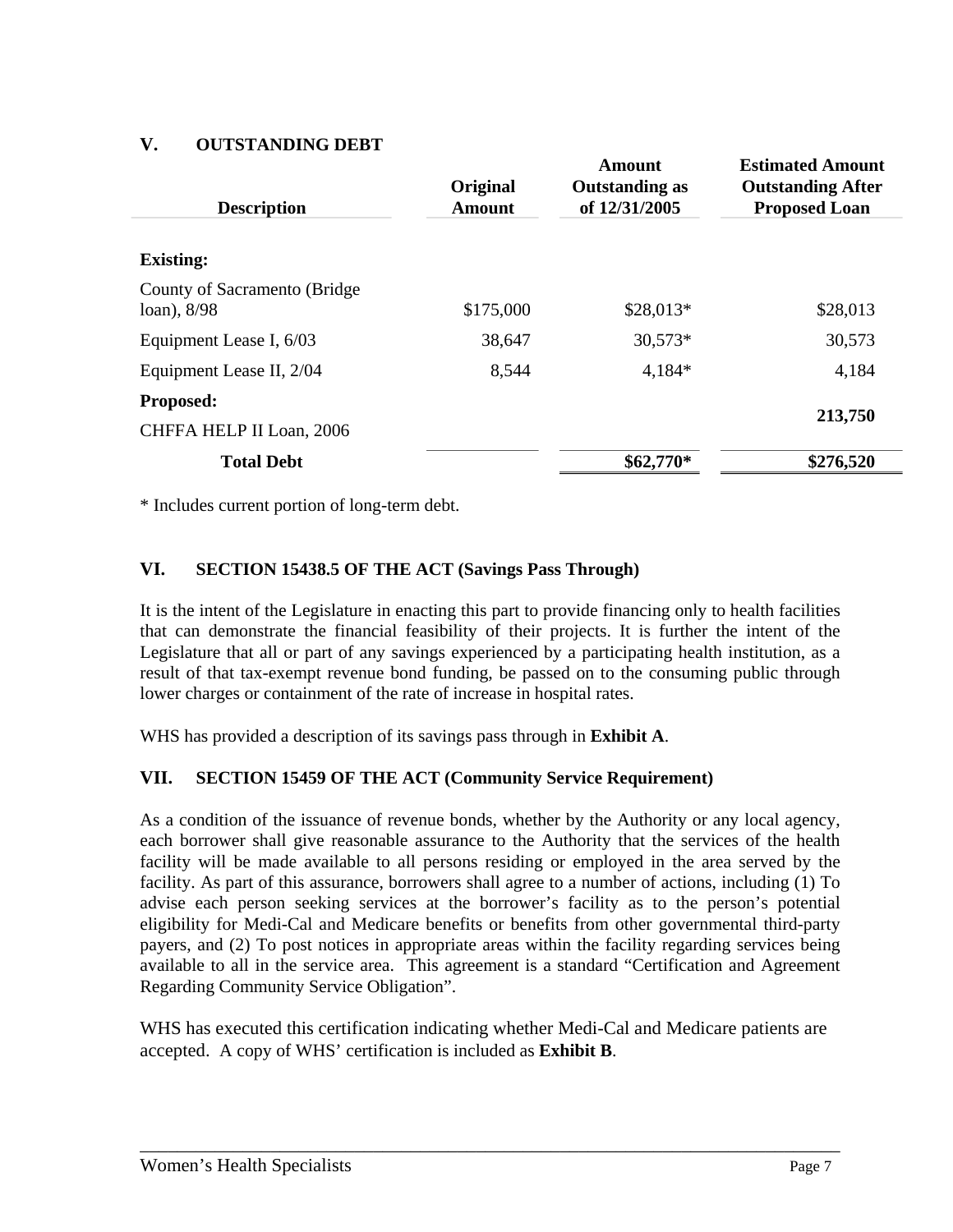## V. OUTSTANDING DEBT

| Description | Original Amount | Amount Outstanding as of 12/31/2005 | Estimated Amount Outstanding After Proposed Loan |
|---|---|---|---|
| **Existing:** | | | |
| County of Sacramento (Bridge loan), 8/98 | $175,000 | $28,013* | $28,013 |
| Equipment Lease I, 6/03 | 38,647 | 30,573* | 30,573 |
| Equipment Lease II, 2/04 | 8,544 | 4,184* | 4,184 |
| **Proposed:** | | | |
| CHFFA HELP II Loan, 2006 | | | **213,750** |
| **Total Debt** | | **$62,770*** | **$276,520** |

* Includes current portion of long-term debt.

## VI. SECTION 15438.5 OF THE ACT (Savings Pass Through)

It is the intent of the Legislature in enacting this part to provide financing only to health facilities that can demonstrate the financial feasibility of their projects. It is further the intent of the Legislature that all or part of any savings experienced by a participating health institution, as a result of that tax-exempt revenue bond funding, be passed on to the consuming public through lower charges or containment of the rate of increase in hospital rates.

WHS has provided a description of its savings pass through in **Exhibit A**.

## VII. SECTION 15459 OF THE ACT (Community Service Requirement)

As a condition of the issuance of revenue bonds, whether by the Authority or any local agency, each borrower shall give reasonable assurance to the Authority that the services of the health facility will be made available to all persons residing or employed in the area served by the facility. As part of this assurance, borrowers shall agree to a number of actions, including (1) To advise each person seeking services at the borrower's facility as to the person's potential eligibility for Medi-Cal and Medicare benefits or benefits from other governmental third-party payers, and (2) To post notices in appropriate areas within the facility regarding services being available to all in the service area. This agreement is a standard "Certification and Agreement Regarding Community Service Obligation".

WHS has executed this certification indicating whether Medi-Cal and Medicare patients are accepted. A copy of WHS' certification is included as **Exhibit B**.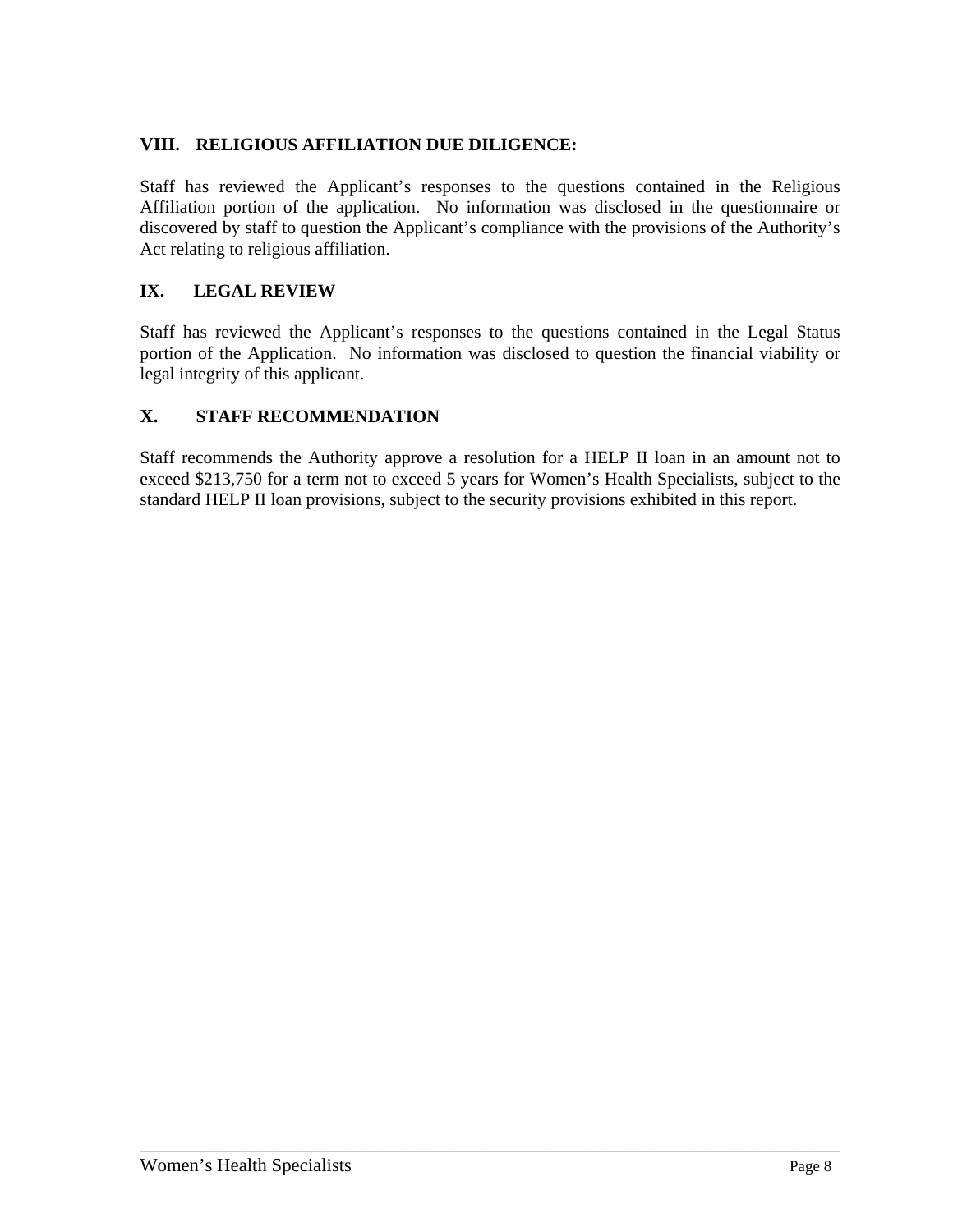## VIII. RELIGIOUS AFFILIATION DUE DILIGENCE:

Staff has reviewed the Applicant's responses to the questions contained in the Religious Affiliation portion of the application. No information was disclosed in the questionnaire or discovered by staff to question the Applicant's compliance with the provisions of the Authority's Act relating to religious affiliation.

## IX. LEGAL REVIEW

Staff has reviewed the Applicant's responses to the questions contained in the Legal Status portion of the Application. No information was disclosed to question the financial viability or legal integrity of this applicant.

## X. STAFF RECOMMENDATION

Staff recommends the Authority approve a resolution for a HELP II loan in an amount not to exceed $213,750 for a term not to exceed 5 years for Women's Health Specialists, subject to the standard HELP II loan provisions, subject to the security provisions exhibited in this report.